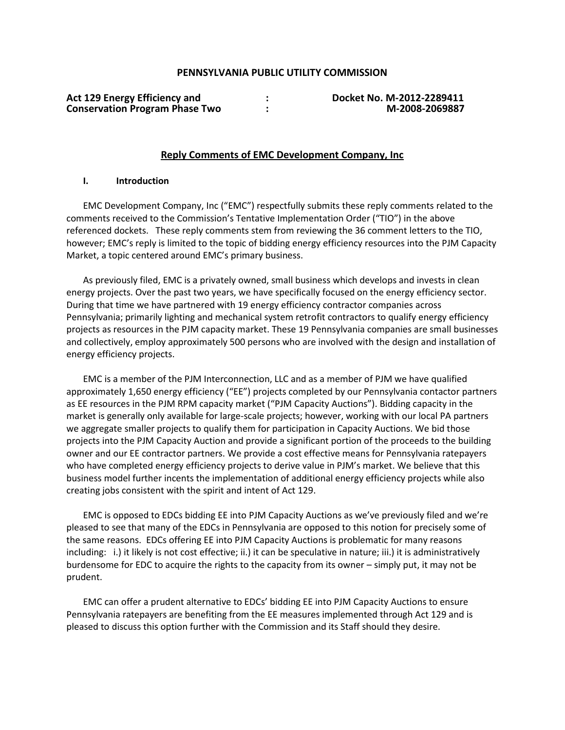**PENNSYLVANIA PUBLIC UTILITY COMMISSION**

| | | |
|---|---|---|
| **Act 129 Energy Efficiency and Conservation Program Phase Two** | **:** **:** | **Docket No. M-2012-2289411 M-2008-2069887** |

## Reply Comments of EMC Development Company, Inc

### I. Introduction

EMC Development Company, Inc ("EMC") respectfully submits these reply comments related to the comments received to the Commission's Tentative Implementation Order ("TIO") in the above referenced dockets. These reply comments stem from reviewing the 36 comment letters to the TIO, however; EMC's reply is limited to the topic of bidding energy efficiency resources into the PJM Capacity Market, a topic centered around EMC's primary business.

As previously filed, EMC is a privately owned, small business which develops and invests in clean energy projects. Over the past two years, we have specifically focused on the energy efficiency sector. During that time we have partnered with 19 energy efficiency contractor companies across Pennsylvania; primarily lighting and mechanical system retrofit contractors to qualify energy efficiency projects as resources in the PJM capacity market. These 19 Pennsylvania companies are small businesses and collectively, employ approximately 500 persons who are involved with the design and installation of energy efficiency projects.

EMC is a member of the PJM Interconnection, LLC and as a member of PJM we have qualified approximately 1,650 energy efficiency ("EE") projects completed by our Pennsylvania contactor partners as EE resources in the PJM RPM capacity market ("PJM Capacity Auctions"). Bidding capacity in the market is generally only available for large-scale projects; however, working with our local PA partners we aggregate smaller projects to qualify them for participation in Capacity Auctions. We bid those projects into the PJM Capacity Auction and provide a significant portion of the proceeds to the building owner and our EE contractor partners. We provide a cost effective means for Pennsylvania ratepayers who have completed energy efficiency projects to derive value in PJM's market. We believe that this business model further incents the implementation of additional energy efficiency projects while also creating jobs consistent with the spirit and intent of Act 129.

EMC is opposed to EDCs bidding EE into PJM Capacity Auctions as we've previously filed and we're pleased to see that many of the EDCs in Pennsylvania are opposed to this notion for precisely some of the same reasons. EDCs offering EE into PJM Capacity Auctions is problematic for many reasons including: i.) it likely is not cost effective; ii.) it can be speculative in nature; iii.) it is administratively burdensome for EDC to acquire the rights to the capacity from its owner – simply put, it may not be prudent.

EMC can offer a prudent alternative to EDCs' bidding EE into PJM Capacity Auctions to ensure Pennsylvania ratepayers are benefiting from the EE measures implemented through Act 129 and is pleased to discuss this option further with the Commission and its Staff should they desire.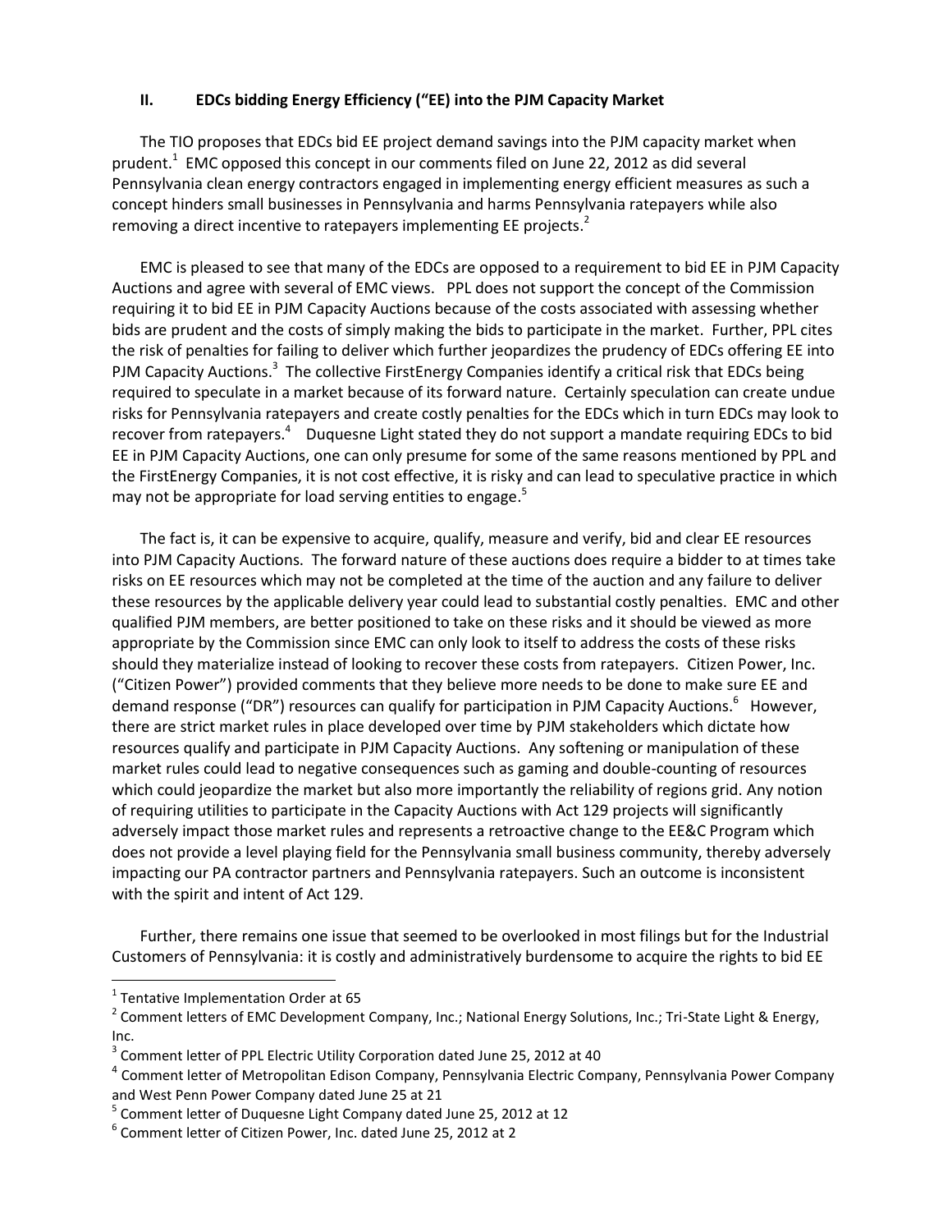## II. EDCs bidding Energy Efficiency ("EE) into the PJM Capacity Market

The TIO proposes that EDCs bid EE project demand savings into the PJM capacity market when prudent.[1] EMC opposed this concept in our comments filed on June 22, 2012 as did several Pennsylvania clean energy contractors engaged in implementing energy efficient measures as such a concept hinders small businesses in Pennsylvania and harms Pennsylvania ratepayers while also removing a direct incentive to ratepayers implementing EE projects.[2]

EMC is pleased to see that many of the EDCs are opposed to a requirement to bid EE in PJM Capacity Auctions and agree with several of EMC views. PPL does not support the concept of the Commission requiring it to bid EE in PJM Capacity Auctions because of the costs associated with assessing whether bids are prudent and the costs of simply making the bids to participate in the market. Further, PPL cites the risk of penalties for failing to deliver which further jeopardizes the prudency of EDCs offering EE into PJM Capacity Auctions.[3] The collective FirstEnergy Companies identify a critical risk that EDCs being required to speculate in a market because of its forward nature. Certainly speculation can create undue risks for Pennsylvania ratepayers and create costly penalties for the EDCs which in turn EDCs may look to recover from ratepayers.[4] Duquesne Light stated they do not support a mandate requiring EDCs to bid EE in PJM Capacity Auctions, one can only presume for some of the same reasons mentioned by PPL and the FirstEnergy Companies, it is not cost effective, it is risky and can lead to speculative practice in which may not be appropriate for load serving entities to engage.[5]

The fact is, it can be expensive to acquire, qualify, measure and verify, bid and clear EE resources into PJM Capacity Auctions. The forward nature of these auctions does require a bidder to at times take risks on EE resources which may not be completed at the time of the auction and any failure to deliver these resources by the applicable delivery year could lead to substantial costly penalties. EMC and other qualified PJM members, are better positioned to take on these risks and it should be viewed as more appropriate by the Commission since EMC can only look to itself to address the costs of these risks should they materialize instead of looking to recover these costs from ratepayers. Citizen Power, Inc. ("Citizen Power") provided comments that they believe more needs to be done to make sure EE and demand response ("DR") resources can qualify for participation in PJM Capacity Auctions.[6] However, there are strict market rules in place developed over time by PJM stakeholders which dictate how resources qualify and participate in PJM Capacity Auctions. Any softening or manipulation of these market rules could lead to negative consequences such as gaming and double-counting of resources which could jeopardize the market but also more importantly the reliability of regions grid. Any notion of requiring utilities to participate in the Capacity Auctions with Act 129 projects will significantly adversely impact those market rules and represents a retroactive change to the EE&C Program which does not provide a level playing field for the Pennsylvania small business community, thereby adversely impacting our PA contractor partners and Pennsylvania ratepayers. Such an outcome is inconsistent with the spirit and intent of Act 129.

Further, there remains one issue that seemed to be overlooked in most filings but for the Industrial Customers of Pennsylvania: it is costly and administratively burdensome to acquire the rights to bid EE

---

[1] Tentative Implementation Order at 65

[2] Comment letters of EMC Development Company, Inc.; National Energy Solutions, Inc.; Tri-State Light & Energy, Inc.

[3] Comment letter of PPL Electric Utility Corporation dated June 25, 2012 at 40

[4] Comment letter of Metropolitan Edison Company, Pennsylvania Electric Company, Pennsylvania Power Company and West Penn Power Company dated June 25 at 21

[5] Comment letter of Duquesne Light Company dated June 25, 2012 at 12

[6] Comment letter of Citizen Power, Inc. dated June 25, 2012 at 2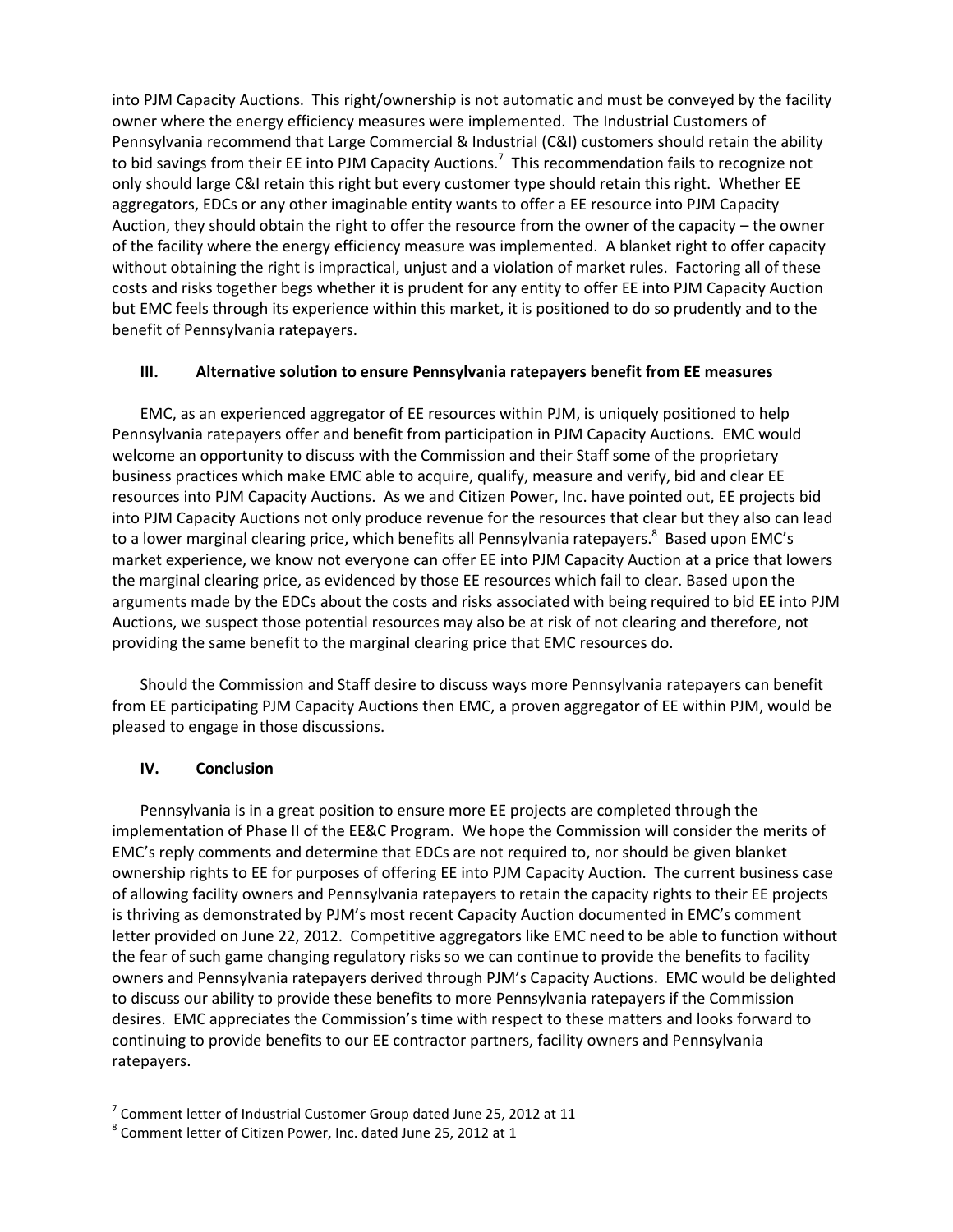into PJM Capacity Auctions. This right/ownership is not automatic and must be conveyed by the facility owner where the energy efficiency measures were implemented. The Industrial Customers of Pennsylvania recommend that Large Commercial & Industrial (C&I) customers should retain the ability to bid savings from their EE into PJM Capacity Auctions.[7] This recommendation fails to recognize not only should large C&I retain this right but every customer type should retain this right. Whether EE aggregators, EDCs or any other imaginable entity wants to offer a EE resource into PJM Capacity Auction, they should obtain the right to offer the resource from the owner of the capacity – the owner of the facility where the energy efficiency measure was implemented. A blanket right to offer capacity without obtaining the right is impractical, unjust and a violation of market rules. Factoring all of these costs and risks together begs whether it is prudent for any entity to offer EE into PJM Capacity Auction but EMC feels through its experience within this market, it is positioned to do so prudently and to the benefit of Pennsylvania ratepayers.

## III. Alternative solution to ensure Pennsylvania ratepayers benefit from EE measures

EMC, as an experienced aggregator of EE resources within PJM, is uniquely positioned to help Pennsylvania ratepayers offer and benefit from participation in PJM Capacity Auctions. EMC would welcome an opportunity to discuss with the Commission and their Staff some of the proprietary business practices which make EMC able to acquire, qualify, measure and verify, bid and clear EE resources into PJM Capacity Auctions. As we and Citizen Power, Inc. have pointed out, EE projects bid into PJM Capacity Auctions not only produce revenue for the resources that clear but they also can lead to a lower marginal clearing price, which benefits all Pennsylvania ratepayers.[8] Based upon EMC's market experience, we know not everyone can offer EE into PJM Capacity Auction at a price that lowers the marginal clearing price, as evidenced by those EE resources which fail to clear. Based upon the arguments made by the EDCs about the costs and risks associated with being required to bid EE into PJM Auctions, we suspect those potential resources may also be at risk of not clearing and therefore, not providing the same benefit to the marginal clearing price that EMC resources do.

Should the Commission and Staff desire to discuss ways more Pennsylvania ratepayers can benefit from EE participating PJM Capacity Auctions then EMC, a proven aggregator of EE within PJM, would be pleased to engage in those discussions.

## IV. Conclusion

Pennsylvania is in a great position to ensure more EE projects are completed through the implementation of Phase II of the EE&C Program. We hope the Commission will consider the merits of EMC's reply comments and determine that EDCs are not required to, nor should be given blanket ownership rights to EE for purposes of offering EE into PJM Capacity Auction. The current business case of allowing facility owners and Pennsylvania ratepayers to retain the capacity rights to their EE projects is thriving as demonstrated by PJM's most recent Capacity Auction documented in EMC's comment letter provided on June 22, 2012. Competitive aggregators like EMC need to be able to function without the fear of such game changing regulatory risks so we can continue to provide the benefits to facility owners and Pennsylvania ratepayers derived through PJM's Capacity Auctions. EMC would be delighted to discuss our ability to provide these benefits to more Pennsylvania ratepayers if the Commission desires. EMC appreciates the Commission's time with respect to these matters and looks forward to continuing to provide benefits to our EE contractor partners, facility owners and Pennsylvania ratepayers.

---

[7] Comment letter of Industrial Customer Group dated June 25, 2012 at 11

[8] Comment letter of Citizen Power, Inc. dated June 25, 2012 at 1